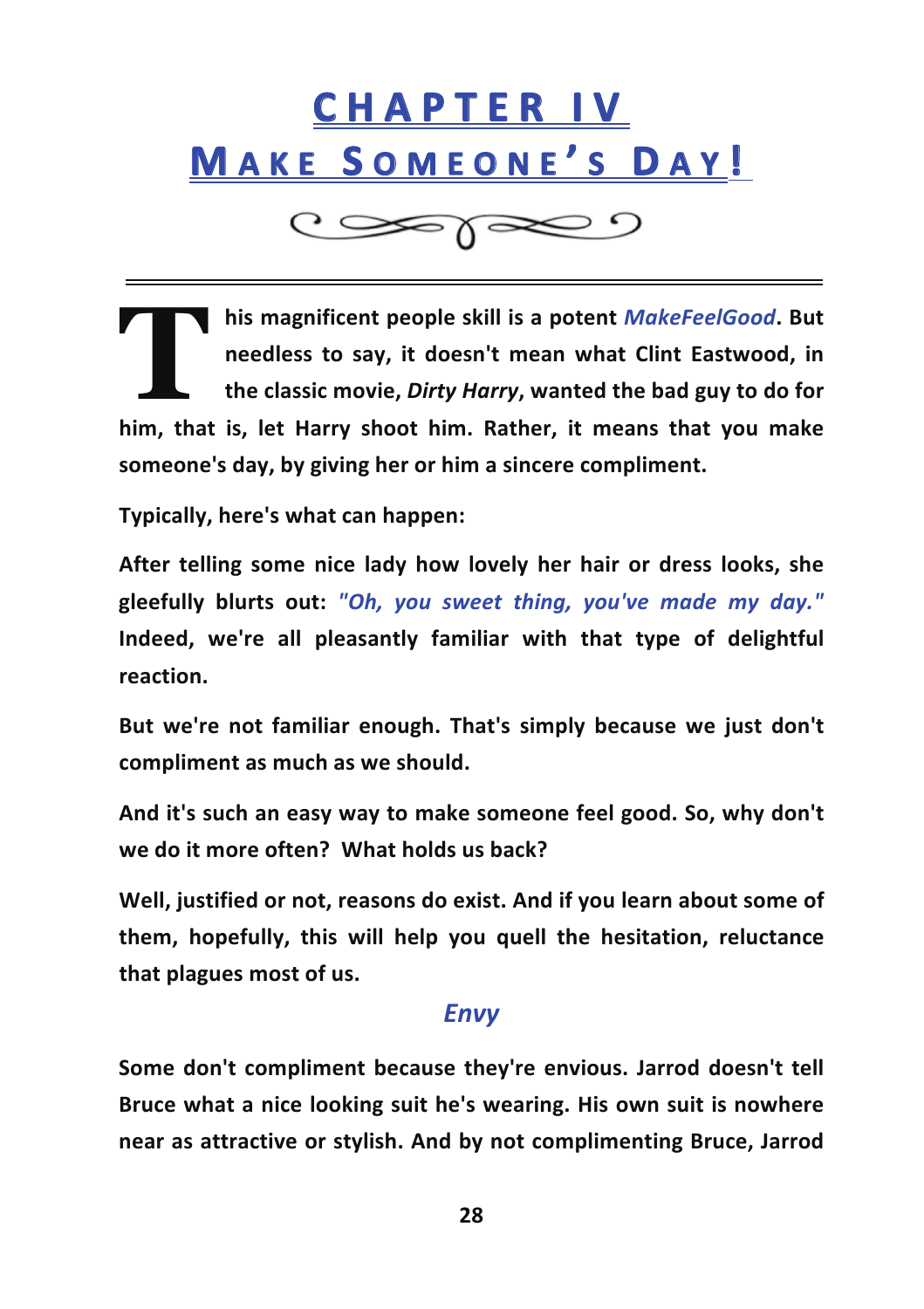# CHAPTER IV

# MAKE SOMEONE'S DAY!

**This magnificent people skill is a potent *MakeFeelGood*. But needless to say, it doesn't mean what Clint Eastwood, in the classic movie, *Dirty Harry*, wanted the bad guy to do for him, that is, let Harry shoot him. Rather, it means that you make someone's day, by giving her or him a sincere compliment.**

**Typically, here's what can happen:**

**After telling some nice lady how lovely her hair or dress looks, she gleefully blurts out: *"Oh, you sweet thing, you've made my day."* Indeed, we're all pleasantly familiar with that type of delightful reaction.**

**But we're not familiar enough. That's simply because we just don't compliment as much as we should.**

**And it's such an easy way to make someone feel good. So, why don't we do it more often? What holds us back?**

**Well, justified or not, reasons do exist. And if you learn about some of them, hopefully, this will help you quell the hesitation, reluctance that plagues most of us.**

## *Envy*

**Some don't compliment because they're envious. Jarrod doesn't tell Bruce what a nice looking suit he's wearing. His own suit is nowhere near as attractive or stylish. And by not complimenting Bruce, Jarrod**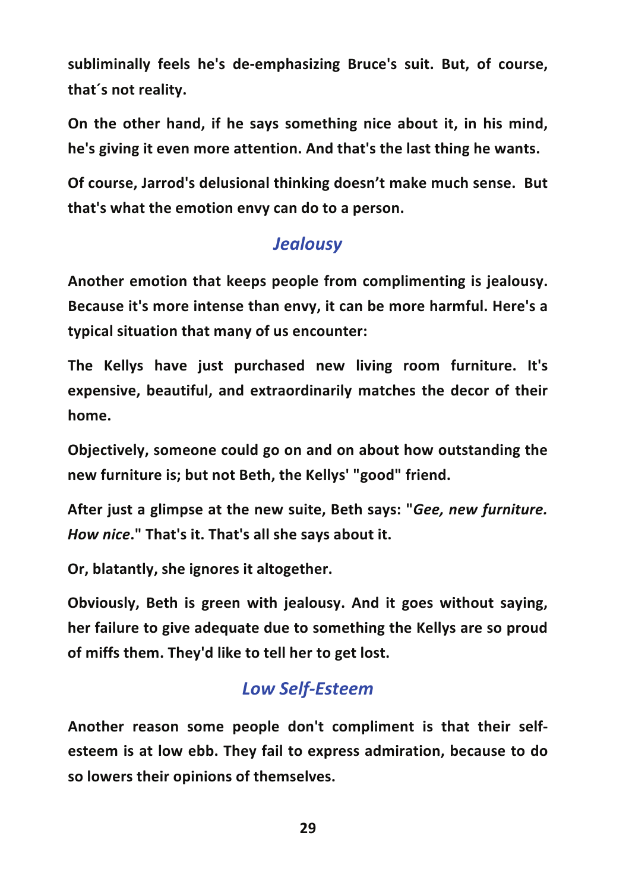**subliminally feels he's de-emphasizing Bruce's suit. But, of course, that´s not reality.**

**On the other hand, if he says something nice about it, in his mind, he's giving it even more attention. And that's the last thing he wants.**

**Of course, Jarrod's delusional thinking doesn’t make much sense. But that's what the emotion envy can do to a person.**

## *Jealousy*

**Another emotion that keeps people from complimenting is jealousy. Because it's more intense than envy, it can be more harmful. Here's a typical situation that many of us encounter:**

**The Kellys have just purchased new living room furniture. It's expensive, beautiful, and extraordinarily matches the decor of their home.**

**Objectively, someone could go on and on about how outstanding the new furniture is; but not Beth, the Kellys' "good" friend.**

**After just a glimpse at the new suite, Beth says: "*Gee, new furniture. How nice*." That's it. That's all she says about it.**

**Or, blatantly, she ignores it altogether.**

**Obviously, Beth is green with jealousy. And it goes without saying, her failure to give adequate due to something the Kellys are so proud of miffs them. They'd like to tell her to get lost.**

## *Low Self-Esteem*

**Another reason some people don't compliment is that their self-esteem is at low ebb. They fail to express admiration, because to do so lowers their opinions of themselves.**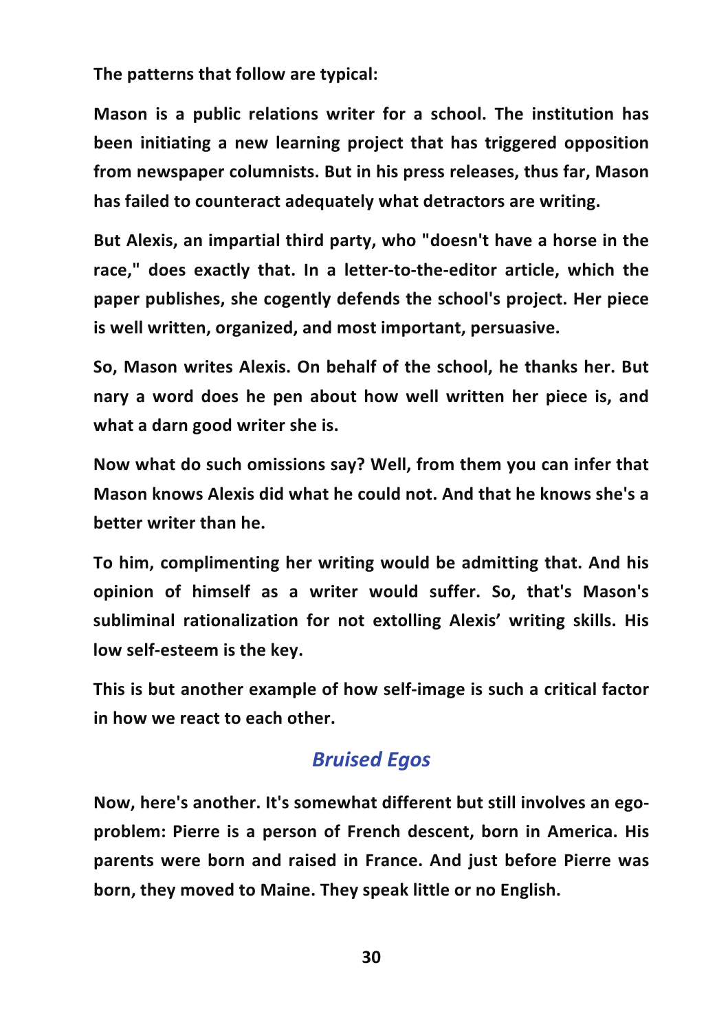**The patterns that follow are typical:**

**Mason is a public relations writer for a school. The institution has been initiating a new learning project that has triggered opposition from newspaper columnists. But in his press releases, thus far, Mason has failed to counteract adequately what detractors are writing.**

**But Alexis, an impartial third party, who "doesn't have a horse in the race," does exactly that. In a letter-to-the-editor article, which the paper publishes, she cogently defends the school's project. Her piece is well written, organized, and most important, persuasive.**

**So, Mason writes Alexis. On behalf of the school, he thanks her. But nary a word does he pen about how well written her piece is, and what a darn good writer she is.**

**Now what do such omissions say? Well, from them you can infer that Mason knows Alexis did what he could not. And that he knows she's a better writer than he.**

**To him, complimenting her writing would be admitting that. And his opinion of himself as a writer would suffer. So, that's Mason's subliminal rationalization for not extolling Alexis' writing skills. His low self-esteem is the key.**

**This is but another example of how self-image is such a critical factor in how we react to each other.**

## *Bruised Egos*

**Now, here's another. It's somewhat different but still involves an ego-problem: Pierre is a person of French descent, born in America. His parents were born and raised in France. And just before Pierre was born, they moved to Maine. They speak little or no English.**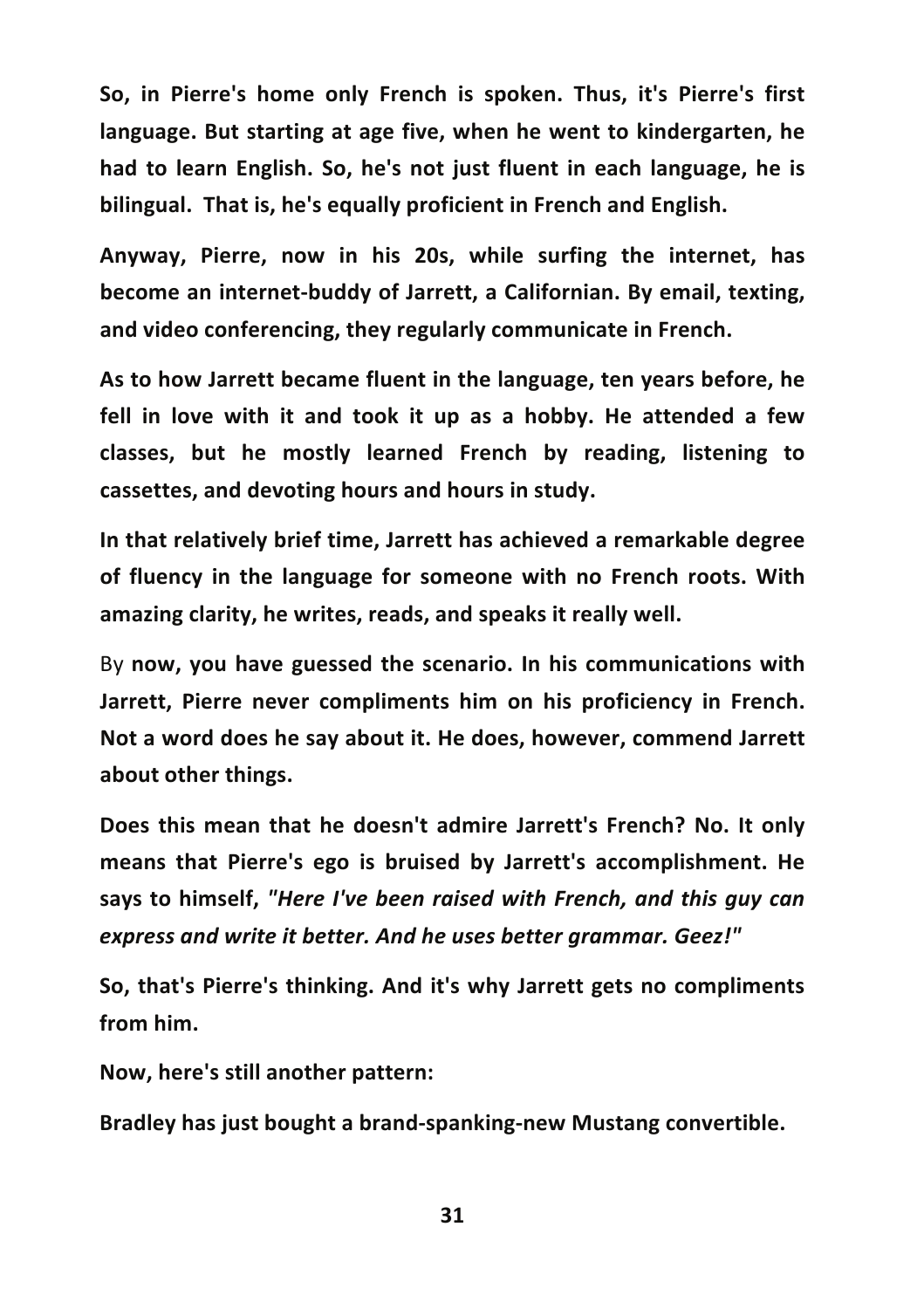**So, in Pierre's home only French is spoken. Thus, it's Pierre's first language. But starting at age five, when he went to kindergarten, he had to learn English. So, he's not just fluent in each language, he is bilingual. That is, he's equally proficient in French and English.**

**Anyway, Pierre, now in his 20s, while surfing the internet, has become an internet-buddy of Jarrett, a Californian. By email, texting, and video conferencing, they regularly communicate in French.**

**As to how Jarrett became fluent in the language, ten years before, he fell in love with it and took it up as a hobby. He attended a few classes, but he mostly learned French by reading, listening to cassettes, and devoting hours and hours in study.**

**In that relatively brief time, Jarrett has achieved a remarkable degree of fluency in the language for someone with no French roots. With amazing clarity, he writes, reads, and speaks it really well.**

By **now, you have guessed the scenario. In his communications with Jarrett, Pierre never compliments him on his proficiency in French. Not a word does he say about it. He does, however, commend Jarrett about other things.**

**Does this mean that he doesn't admire Jarrett's French? No. It only means that Pierre's ego is bruised by Jarrett's accomplishment. He says to himself, *"Here I've been raised with French, and this guy can express and write it better. And he uses better grammar. Geez!"***

**So, that's Pierre's thinking. And it's why Jarrett gets no compliments from him.**

**Now, here's still another pattern:**

**Bradley has just bought a brand-spanking-new Mustang convertible.**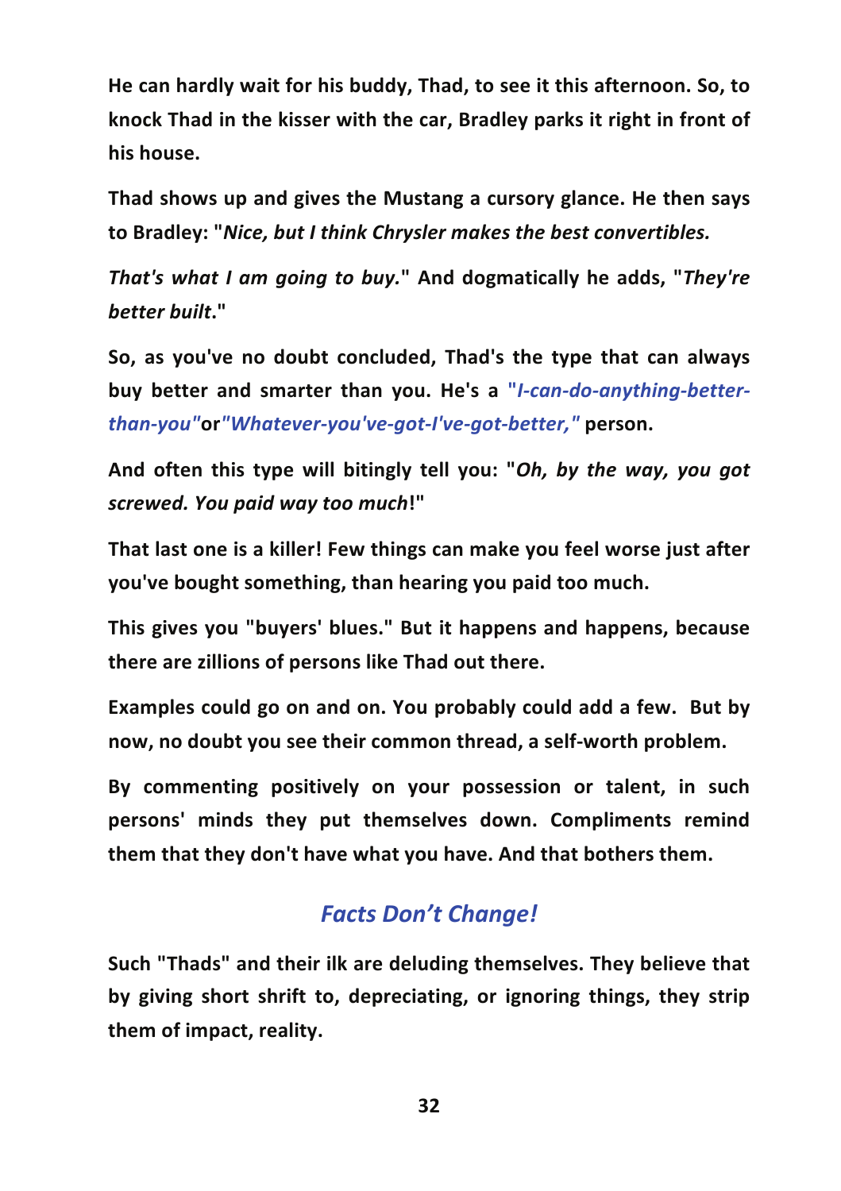**He can hardly wait for his buddy, Thad, to see it this afternoon. So, to knock Thad in the kisser with the car, Bradley parks it right in front of his house.**

**Thad shows up and gives the Mustang a cursory glance. He then says to Bradley: "*Nice, but I think Chrysler makes the best convertibles.***

***That's what I am going to buy.*" And dogmatically he adds, "*They're better built*."**

**So, as you've no doubt concluded, Thad's the type that can always buy better and smarter than you. He's a *"I-can-do-anything-better-than-you"*or*"Whatever-you've-got-I've-got-better,"* person.**

**And often this type will bitingly tell you: "*Oh, by the way, you got screwed. You paid way too much*!"**

**That last one is a killer! Few things can make you feel worse just after you've bought something, than hearing you paid too much.**

**This gives you "buyers' blues." But it happens and happens, because there are zillions of persons like Thad out there.**

**Examples could go on and on. You probably could add a few. But by now, no doubt you see their common thread, a self-worth problem.**

**By commenting positively on your possession or talent, in such persons' minds they put themselves down. Compliments remind them that they don't have what you have. And that bothers them.**

## *Facts Don't Change!*

**Such "Thads" and their ilk are deluding themselves. They believe that by giving short shrift to, depreciating, or ignoring things, they strip them of impact, reality.**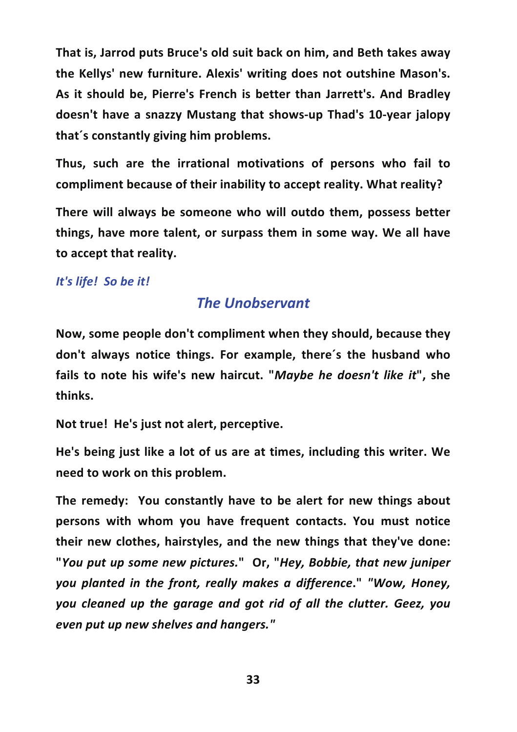**That is, Jarrod puts Bruce's old suit back on him, and Beth takes away the Kellys' new furniture. Alexis' writing does not outshine Mason's. As it should be, Pierre's French is better than Jarrett's. And Bradley doesn't have a snazzy Mustang that shows-up Thad's 10-year jalopy that´s constantly giving him problems.**

**Thus, such are the irrational motivations of persons who fail to compliment because of their inability to accept reality. What reality?**

**There will always be someone who will outdo them, possess better things, have more talent, or surpass them in some way. We all have to accept that reality.**

***It's life! So be it!***

## *The Unobservant*

**Now, some people don't compliment when they should, because they don't always notice things. For example, there´s the husband who fails to note his wife's new haircut. "*Maybe he doesn't like it*", she thinks.**

**Not true! He's just not alert, perceptive.**

**He's being just like a lot of us are at times, including this writer. We need to work on this problem.**

**The remedy: You constantly have to be alert for new things about persons with whom you have frequent contacts. You must notice their new clothes, hairstyles, and the new things that they've done: "*You put up some new pictures.*" Or, "*Hey, Bobbie, that new juniper you planted in the front, really makes a difference*." "*Wow, Honey, you cleaned up the garage and got rid of all the clutter. Geez, you even put up new shelves and hangers.*"**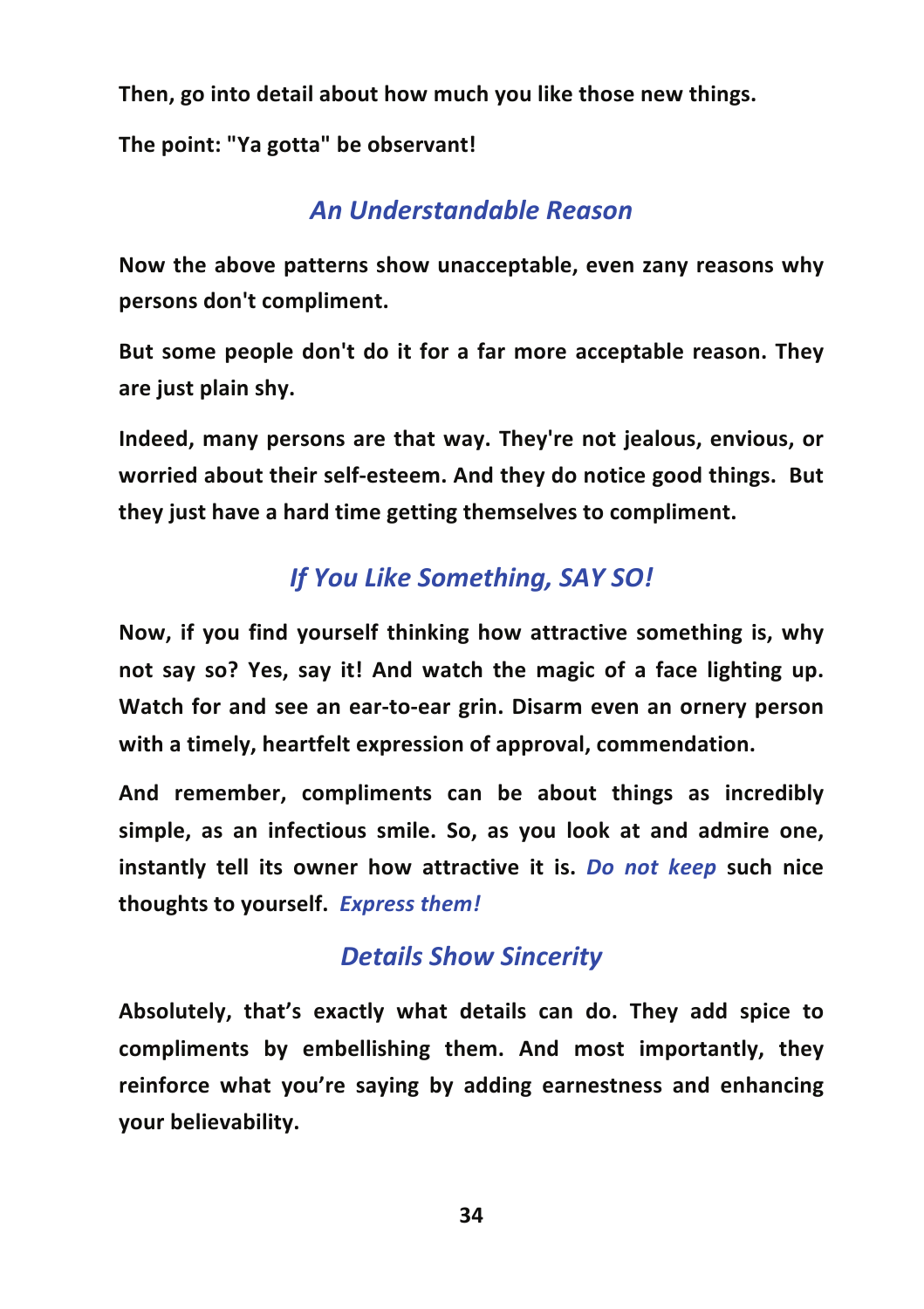**Then, go into detail about how much you like those new things.**

**The point: "Ya gotta" be observant!**

## *An Understandable Reason*

**Now the above patterns show unacceptable, even zany reasons why persons don't compliment.**

**But some people don't do it for a far more acceptable reason. They are just plain shy.**

**Indeed, many persons are that way. They're not jealous, envious, or worried about their self-esteem. And they do notice good things. But they just have a hard time getting themselves to compliment.**

## *If You Like Something, SAY SO!*

**Now, if you find yourself thinking how attractive something is, why not say so? Yes, say it! And watch the magic of a face lighting up. Watch for and see an ear-to-ear grin. Disarm even an ornery person with a timely, heartfelt expression of approval, commendation.**

**And remember, compliments can be about things as incredibly simple, as an infectious smile. So, as you look at and admire one, instantly tell its owner how attractive it is. *Do not keep* such nice thoughts to yourself. *Express them!***

## *Details Show Sincerity*

**Absolutely, that's exactly what details can do. They add spice to compliments by embellishing them. And most importantly, they reinforce what you're saying by adding earnestness and enhancing your believability.**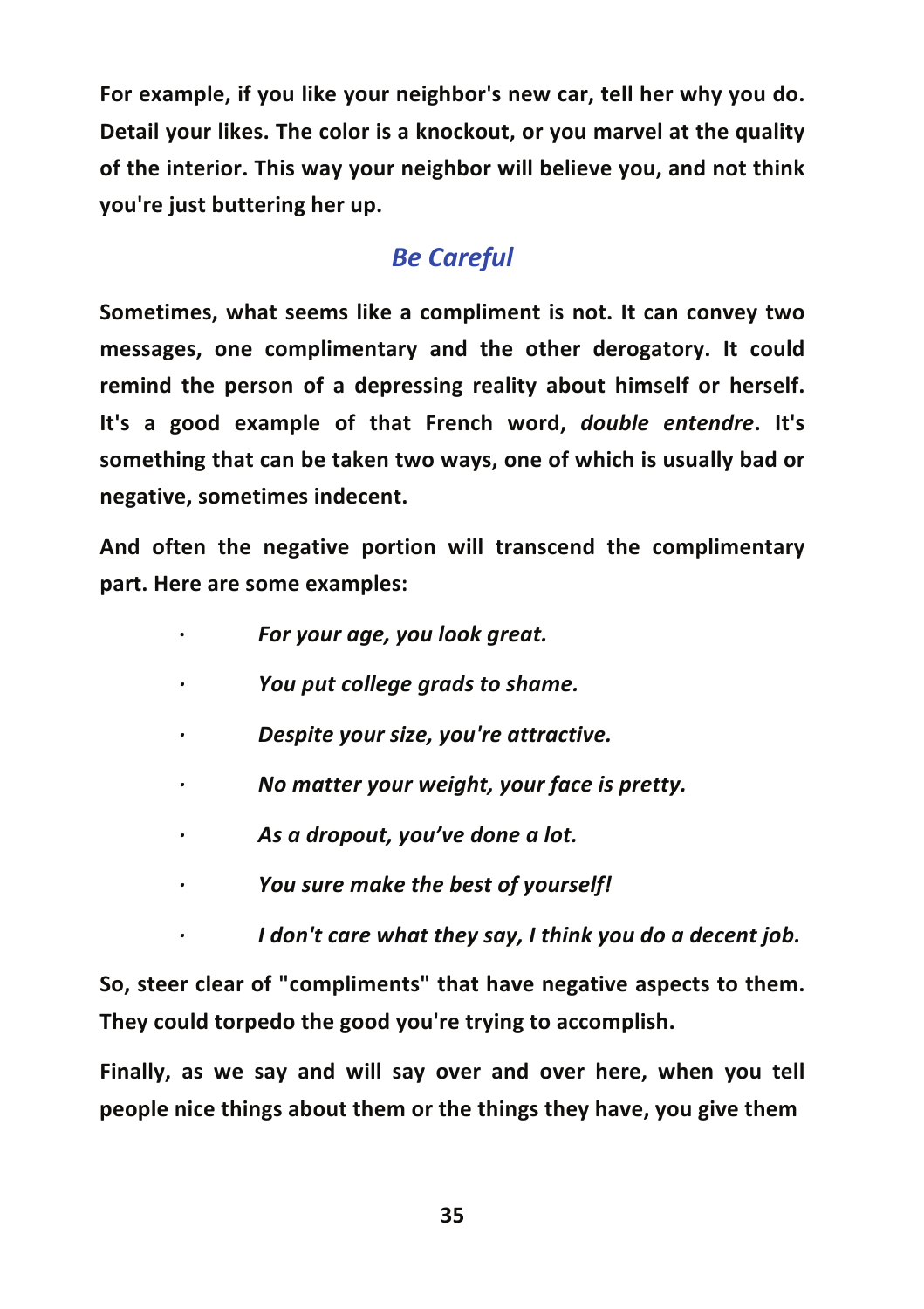**For example, if you like your neighbor's new car, tell her why you do. Detail your likes. The color is a knockout, or you marvel at the quality of the interior. This way your neighbor will believe you, and not think you're just buttering her up.**

## *Be Careful*

**Sometimes, what seems like a compliment is not. It can convey two messages, one complimentary and the other derogatory. It could remind the person of a depressing reality about himself or herself. It's a good example of that French word, *double entendre*. It's something that can be taken two ways, one of which is usually bad or negative, sometimes indecent.**

**And often the negative portion will transcend the complimentary part. Here are some examples:**

- ***For your age, you look great.***
- ***You put college grads to shame.***
- ***Despite your size, you're attractive.***
- ***No matter your weight, your face is pretty.***
- ***As a dropout, you've done a lot.***
- ***You sure make the best of yourself!***
- ***I don't care what they say, I think you do a decent job.***

**So, steer clear of "compliments" that have negative aspects to them. They could torpedo the good you're trying to accomplish.**

**Finally, as we say and will say over and over here, when you tell people nice things about them or the things they have, you give them**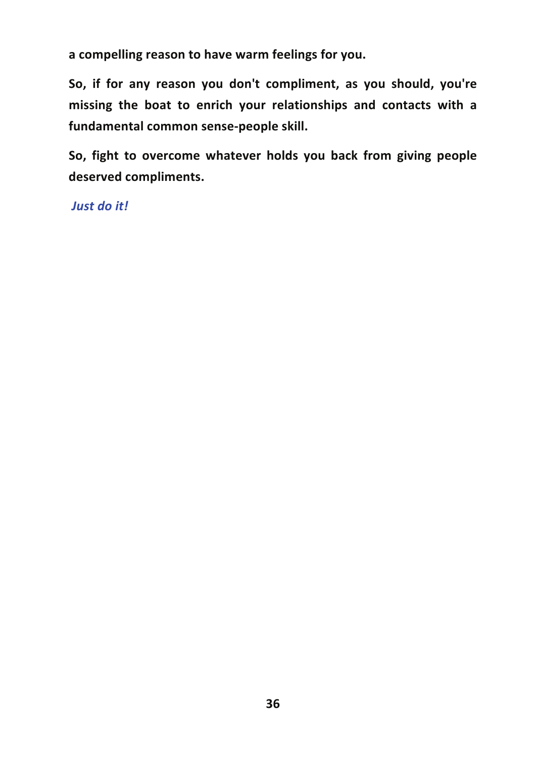**a compelling reason to have warm feelings for you.**

**So, if for any reason you don't compliment, as you should, you're missing the boat to enrich your relationships and contacts with a fundamental common sense-people skill.**

**So, fight to overcome whatever holds you back from giving people deserved compliments.**

***Just do it!***